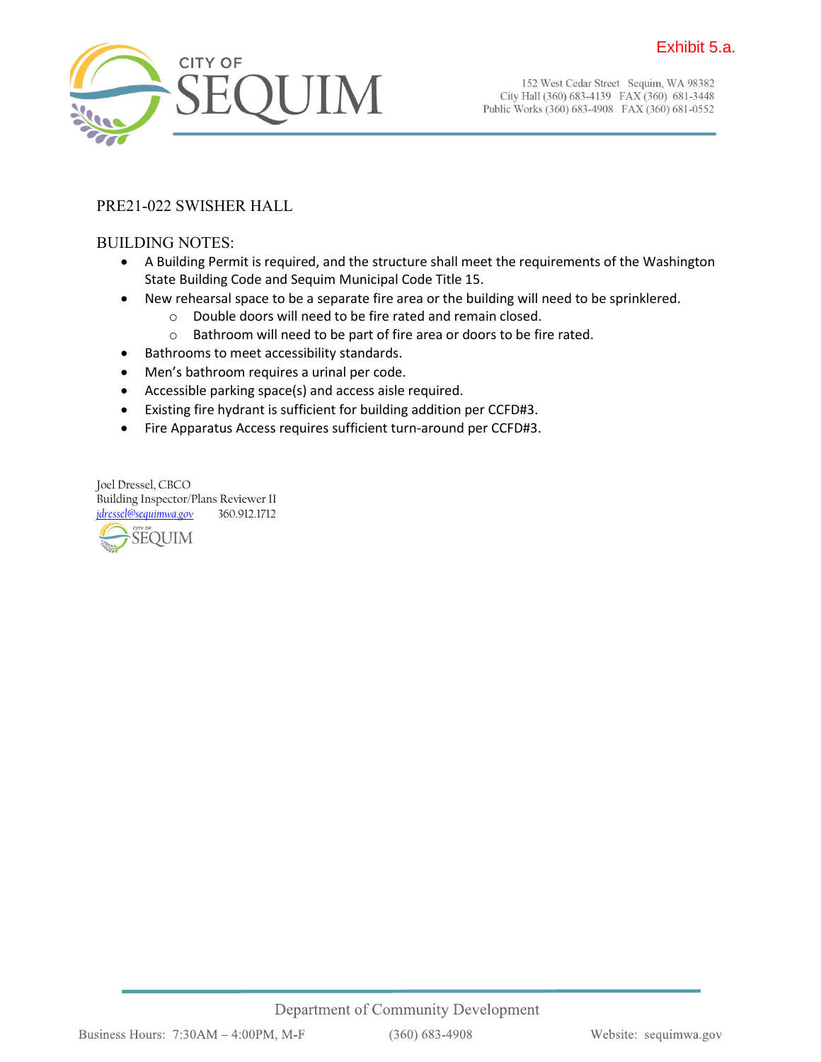Exhibit 5.a.

# CITY OF SEQUIM

152 West Cedar Street Sequim, WA 98382
City Hall (360) 683-4139 FAX (360) 681-3448
Public Works (360) 683-4908 FAX (360) 681-0552

PRE21-022 SWISHER HALL

## BUILDING NOTES:

- A Building Permit is required, and the structure shall meet the requirements of the Washington State Building Code and Sequim Municipal Code Title 15.
- New rehearsal space to be a separate fire area or the building will need to be sprinklered.
  - Double doors will need to be fire rated and remain closed.
  - Bathroom will need to be part of fire area or doors to be fire rated.
- Bathrooms to meet accessibility standards.
- Men's bathroom requires a urinal per code.
- Accessible parking space(s) and access aisle required.
- Existing fire hydrant is sufficient for building addition per CCFD#3.
- Fire Apparatus Access requires sufficient turn-around per CCFD#3.

Joel Dressel, CBCO
Building Inspector/Plans Reviewer II
jdressel@sequimwa.gov 360.912.1712

Department of Community Development

Business Hours: 7:30AM – 4:00PM, M-F (360) 683-4908 Website: sequimwa.gov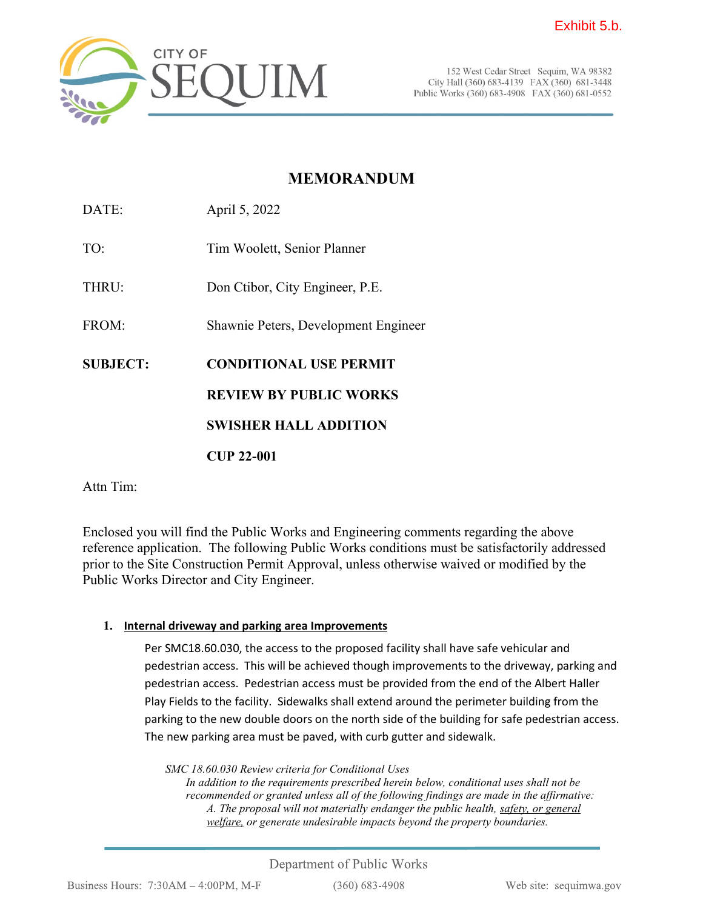Exhibit 5.b.

CITY OF SEQUIM

152 West Cedar Street Sequim, WA 98382
City Hall (360) 683-4139 FAX (360) 681-3448
Public Works (360) 683-4908 FAX (360) 681-0552

# MEMORANDUM

DATE: April 5, 2022

TO: Tim Woolett, Senior Planner

THRU: Don Ctibor, City Engineer, P.E.

FROM: Shawnie Peters, Development Engineer

**SUBJECT: CONDITIONAL USE PERMIT**

**REVIEW BY PUBLIC WORKS**

**SWISHER HALL ADDITION**

**CUP 22-001**

Attn Tim:

Enclosed you will find the Public Works and Engineering comments regarding the above reference application. The following Public Works conditions must be satisfactorily addressed prior to the Site Construction Permit Approval, unless otherwise waived or modified by the Public Works Director and City Engineer.

1. **Internal driveway and parking area Improvements**

   Per SMC18.60.030, the access to the proposed facility shall have safe vehicular and pedestrian access. This will be achieved though improvements to the driveway, parking and pedestrian access. Pedestrian access must be provided from the end of the Albert Haller Play Fields to the facility. Sidewalks shall extend around the perimeter building from the parking to the new double doors on the north side of the building for safe pedestrian access. The new parking area must be paved, with curb gutter and sidewalk.

   *SMC 18.60.030 Review criteria for Conditional Uses*
   *In addition to the requirements prescribed herein below, conditional uses shall not be recommended or granted unless all of the following findings are made in the affirmative:*
   *A. The proposal will not materially endanger the public health, <u>safety, or general welfare,</u> or generate undesirable impacts beyond the property boundaries.*

Department of Public Works

Business Hours: 7:30AM – 4:00PM, M-F (360) 683-4908 Web site: sequimwa.gov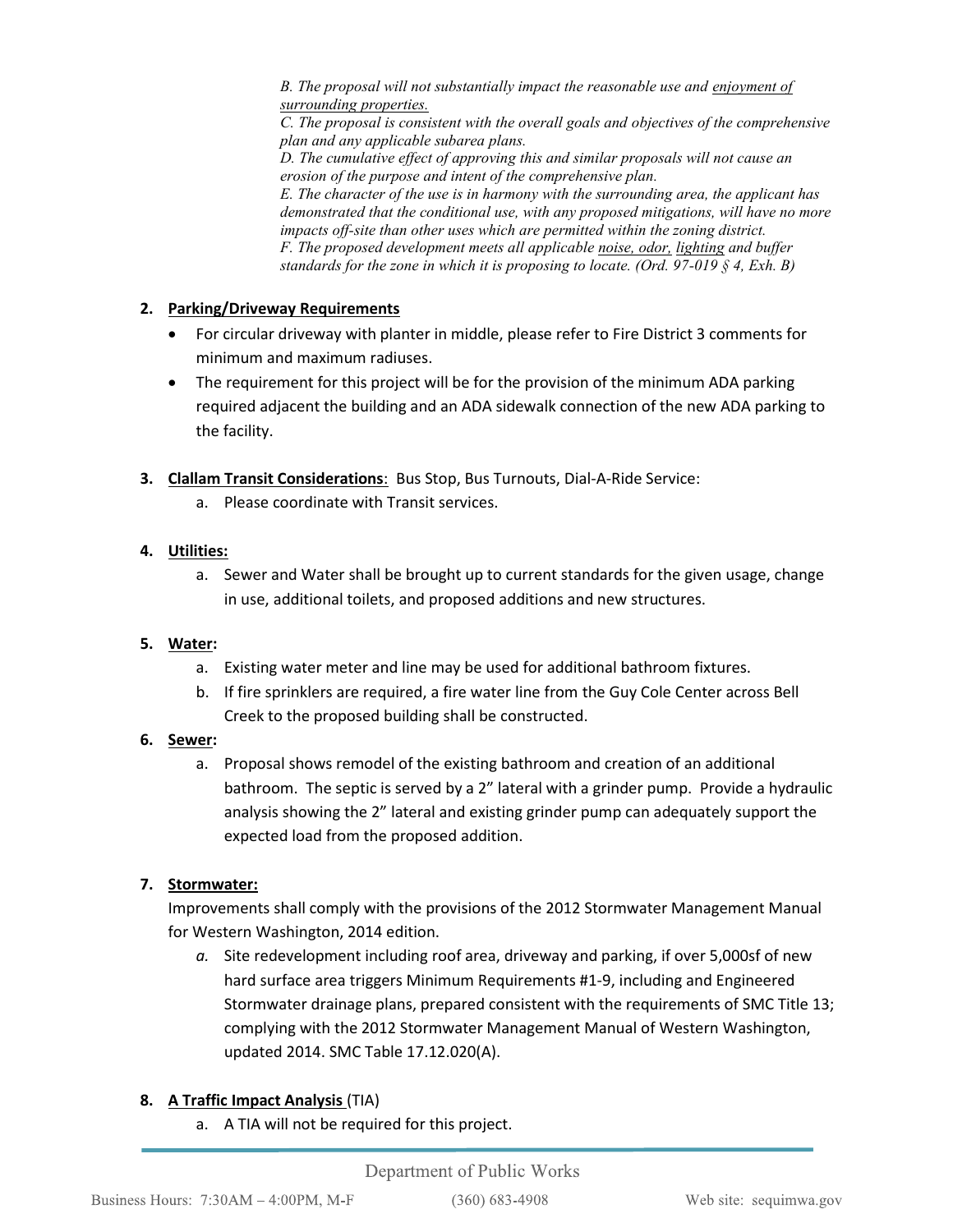*B. The proposal will not substantially impact the reasonable use and <u>enjoyment of surrounding properties.</u>*
*C. The proposal is consistent with the overall goals and objectives of the comprehensive plan and any applicable subarea plans.*
*D. The cumulative effect of approving this and similar proposals will not cause an erosion of the purpose and intent of the comprehensive plan.*
*E. The character of the use is in harmony with the surrounding area, the applicant has demonstrated that the conditional use, with any proposed mitigations, will have no more impacts off-site than other uses which are permitted within the zoning district.*
*F. The proposed development meets all applicable <u>noise, odor,</u> <u>lighting</u> and buffer standards for the zone in which it is proposing to locate. (Ord. 97-019 § 4, Exh. B)*

2. **<u>Parking/Driveway Requirements</u>**
   - For circular driveway with planter in middle, please refer to Fire District 3 comments for minimum and maximum radiuses.
   - The requirement for this project will be for the provision of the minimum ADA parking required adjacent the building and an ADA sidewalk connection of the new ADA parking to the facility.

3. **<u>Clallam Transit Considerations</u>**: Bus Stop, Bus Turnouts, Dial-A-Ride Service:
   a. Please coordinate with Transit services.

4. **<u>Utilities:</u>**
   a. Sewer and Water shall be brought up to current standards for the given usage, change in use, additional toilets, and proposed additions and new structures.

5. **<u>Water</u>:**
   a. Existing water meter and line may be used for additional bathroom fixtures.
   b. If fire sprinklers are required, a fire water line from the Guy Cole Center across Bell Creek to the proposed building shall be constructed.

6. **<u>Sewer</u>:**
   a. Proposal shows remodel of the existing bathroom and creation of an additional bathroom. The septic is served by a 2" lateral with a grinder pump. Provide a hydraulic analysis showing the 2" lateral and existing grinder pump can adequately support the expected load from the proposed addition.

7. **<u>Stormwater:</u>**
   Improvements shall comply with the provisions of the 2012 Stormwater Management Manual for Western Washington, 2014 edition.
   *a.* Site redevelopment including roof area, driveway and parking, if over 5,000sf of new hard surface area triggers Minimum Requirements #1-9, including and Engineered Stormwater drainage plans, prepared consistent with the requirements of SMC Title 13; complying with the 2012 Stormwater Management Manual of Western Washington, updated 2014. SMC Table 17.12.020(A).

8. **<u>A Traffic Impact Analysis</u>** (TIA)
   a. A TIA will not be required for this project.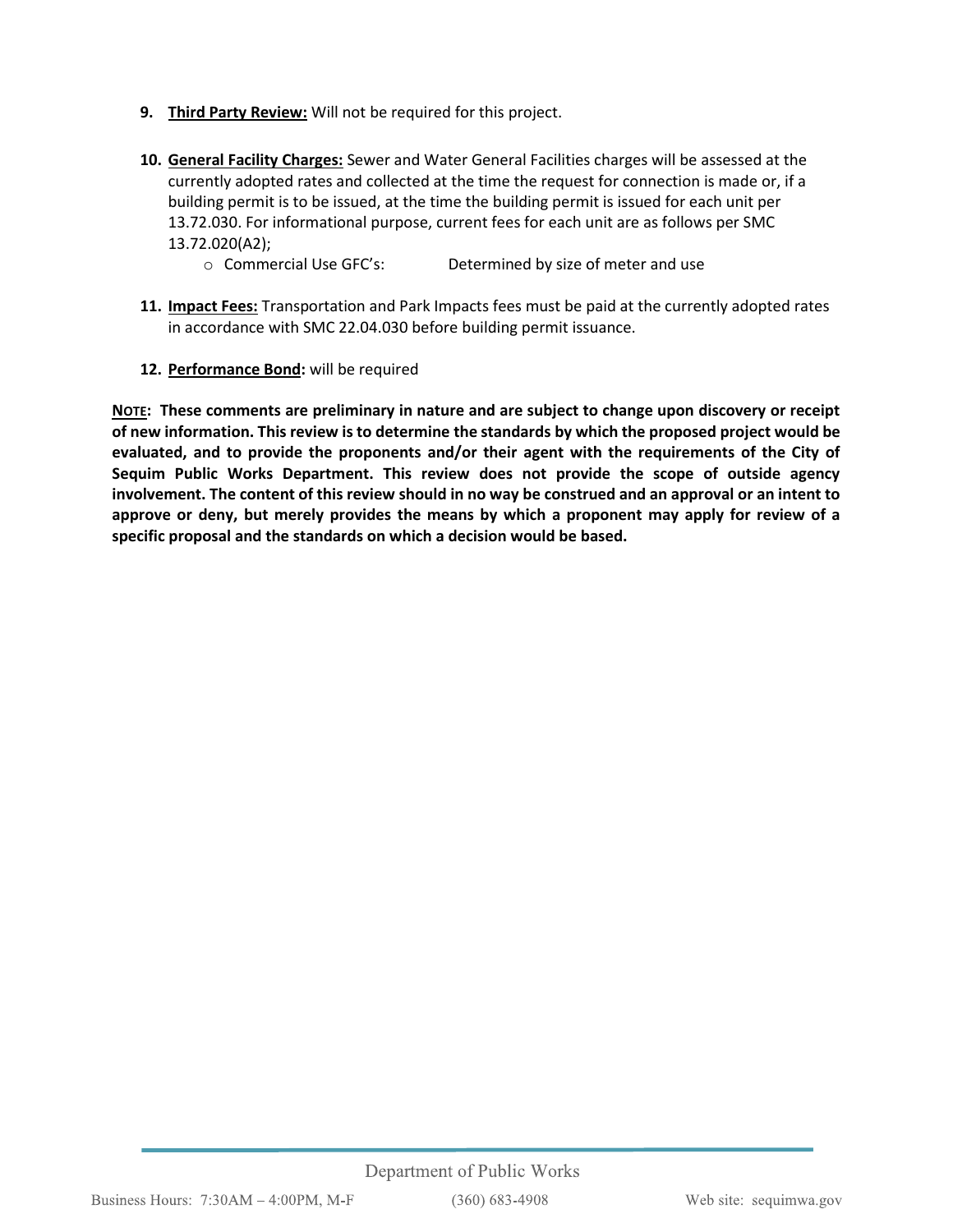9. **<u>Third Party Review:</u>** Will not be required for this project.

10. **<u>General Facility Charges:</u>** Sewer and Water General Facilities charges will be assessed at the currently adopted rates and collected at the time the request for connection is made or, if a building permit is to be issued, at the time the building permit is issued for each unit per 13.72.030. For informational purpose, current fees for each unit are as follows per SMC 13.72.020(A2);
    - Commercial Use GFC's: Determined by size of meter and use

11. **<u>Impact Fees:</u>** Transportation and Park Impacts fees must be paid at the currently adopted rates in accordance with SMC 22.04.030 before building permit issuance.

12. **<u>Performance Bond</u>:** will be required

**<u>NOTE</u>: These comments are preliminary in nature and are subject to change upon discovery or receipt of new information. This review is to determine the standards by which the proposed project would be evaluated, and to provide the proponents and/or their agent with the requirements of the City of Sequim Public Works Department. This review does not provide the scope of outside agency involvement. The content of this review should in no way be construed and an approval or an intent to approve or deny, but merely provides the means by which a proponent may apply for review of a specific proposal and the standards on which a decision would be based.**